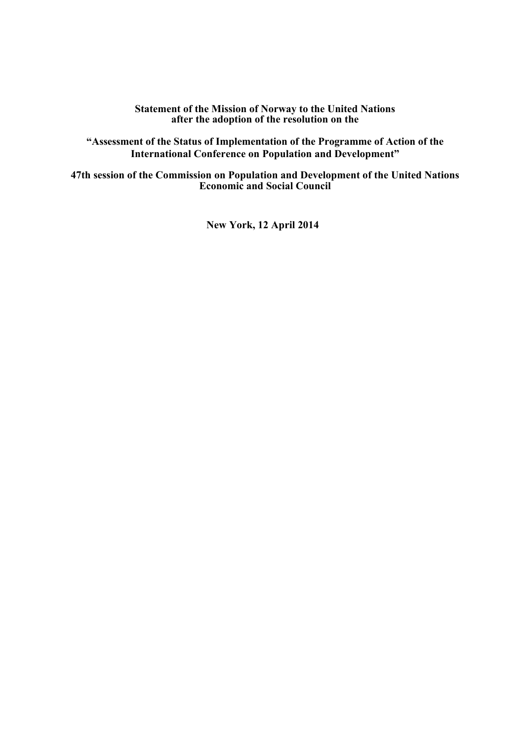**Statement of the Mission of Norway to the United Nations after the adoption of the resolution on the**

**"Assessment of the Status of Implementation of the Programme of Action of the International Conference on Population and Development"**

**47th session of the Commission on Population and Development of the United Nations Economic and Social Council**

**New York, 12 April 2014**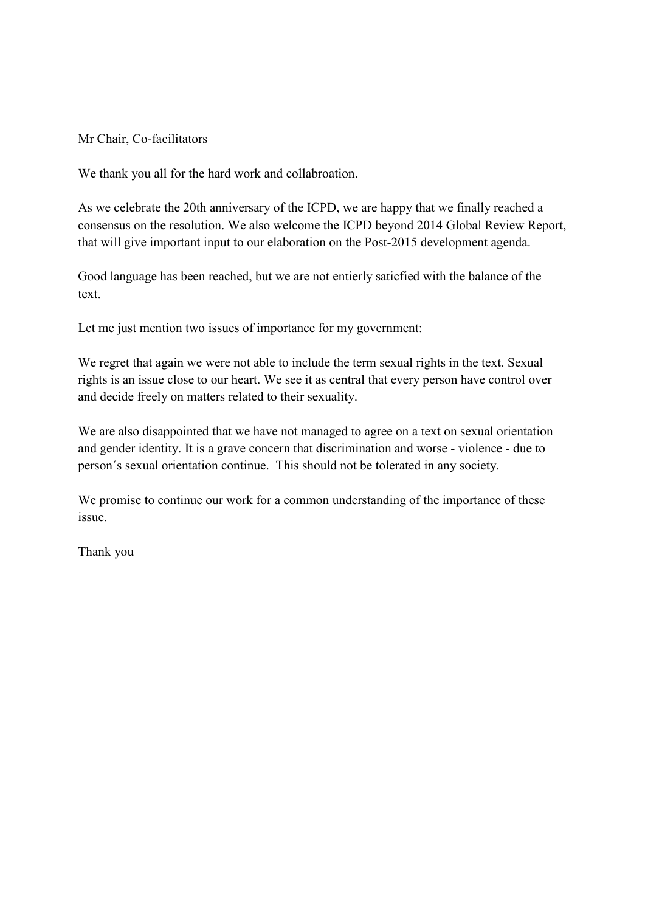Mr Chair, Co-facilitators

We thank you all for the hard work and collabroation.

As we celebrate the 20th anniversary of the ICPD, we are happy that we finally reached a consensus on the resolution. We also welcome the ICPD beyond 2014 Global Review Report, that will give important input to our elaboration on the Post-2015 development agenda.

Good language has been reached, but we are not entierly saticfied with the balance of the text.

Let me just mention two issues of importance for my government:

We regret that again we were not able to include the term sexual rights in the text. Sexual rights is an issue close to our heart. We see it as central that every person have control over and decide freely on matters related to their sexuality.

We are also disappointed that we have not managed to agree on a text on sexual orientation and gender identity. It is a grave concern that discrimination and worse - violence - due to person´s sexual orientation continue. This should not be tolerated in any society.

We promise to continue our work for a common understanding of the importance of these issue.

Thank you